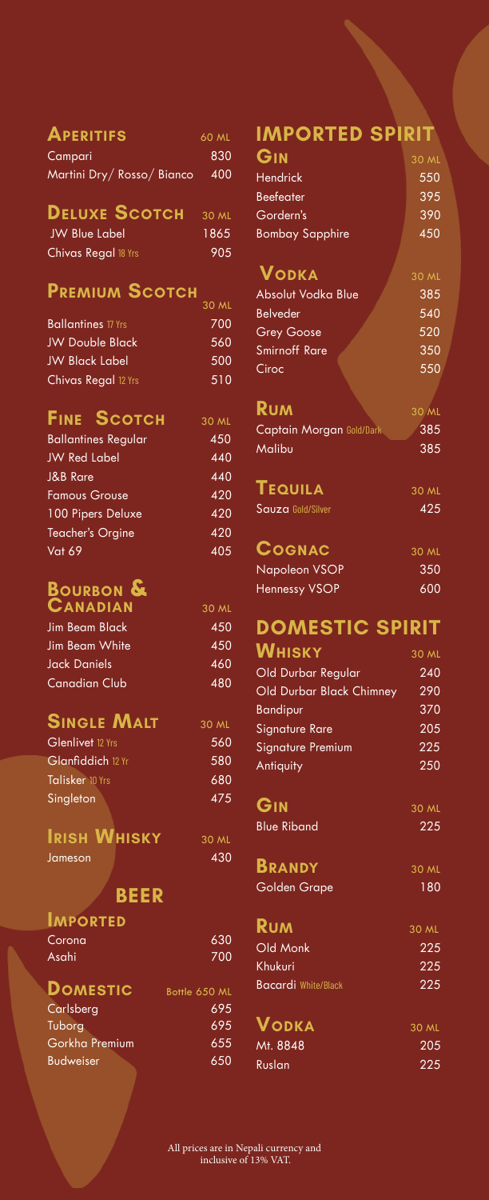## Aperitifs

| Aperitifs | 60 ML |
|---|---|
| Campari | 830 |
| Martini Dry/ Rosso/ Bianco | 400 |

## Deluxe Scotch

| Deluxe Scotch | 30 ML |
|---|---|
| JW Blue Label | 1865 |
| Chivas Regal 18 Yrs | 905 |

## Premium Scotch

| Premium Scotch | 30 ML |
|---|---|
| Ballantines 17 Yrs | 700 |
| JW Double Black | 560 |
| JW Black Label | 500 |
| Chivas Regal 12 Yrs | 510 |

## Fine Scotch

| Fine Scotch | 30 ML |
|---|---|
| Ballantines Regular | 450 |
| JW Red Label | 440 |
| J&B Rare | 440 |
| Famous Grouse | 420 |
| 100 Pipers Deluxe | 420 |
| Teacher's Orgine | 420 |
| Vat 69 | 405 |

## Bourbon & Canadian

| Bourbon & Canadian | 30 ML |
|---|---|
| Jim Beam Black | 450 |
| Jim Beam White | 450 |
| Jack Daniels | 460 |
| Canadian Club | 480 |

## Single Malt

| Single Malt | 30 ML |
|---|---|
| Glenlivet 12 Yrs | 560 |
| Glanfiddich 12 Yr | 580 |
| Talisker 10 Yrs | 680 |
| Singleton | 475 |

## Irish Whisky

| Irish Whisky | 30 ML |
|---|---|
| Jameson | 430 |

# BEER

## Imported

| Imported | |
|---|---|
| Corona | 630 |
| Asahi | 700 |

## Domestic

| Domestic | Bottle 650 ML |
|---|---|
| Carlsberg | 695 |
| Tuborg | 695 |
| Gorkha Premium | 655 |
| Budweiser | 650 |

# IMPORTED SPIRIT

## Gin

| Gin | 30 ML |
|---|---|
| Hendrick | 550 |
| Beefeater | 395 |
| Gordern's | 390 |
| Bombay Sapphire | 450 |

## Vodka

| Vodka | 30 ML |
|---|---|
| Absolut Vodka Blue | 385 |
| Belveder | 540 |
| Grey Goose | 520 |
| Smirnoff Rare | 350 |
| Ciroc | 550 |

## Rum

| Rum | 30 ML |
|---|---|
| Captain Morgan Gold/Dark | 385 |
| Malibu | 385 |

## Tequila

| Tequila | 30 ML |
|---|---|
| Sauza Gold/Silver | 425 |

## Cognac

| Cognac | 30 ML |
|---|---|
| Napoleon VSOP | 350 |
| Hennessy VSOP | 600 |

# DOMESTIC SPIRIT

## Whisky

| Whisky | 30 ML |
|---|---|
| Old Durbar Regular | 240 |
| Old Durbar Black Chimney | 290 |
| Bandipur | 370 |
| Signature Rare | 205 |
| Signature Premium | 225 |
| Antiquity | 250 |

## Gin

| Gin | 30 ML |
|---|---|
| Blue Riband | 225 |

## Brandy

| Brandy | 30 ML |
|---|---|
| Golden Grape | 180 |

## Rum

| Rum | 30 ML |
|---|---|
| Old Monk | 225 |
| Khukuri | 225 |
| Bacardi White/Black | 225 |

## Vodka

| Vodka | 30 ML |
|---|---|
| Mt. 8848 | 205 |
| Ruslan | 225 |

All prices are in Nepali currency and inclusive of 13% VAT.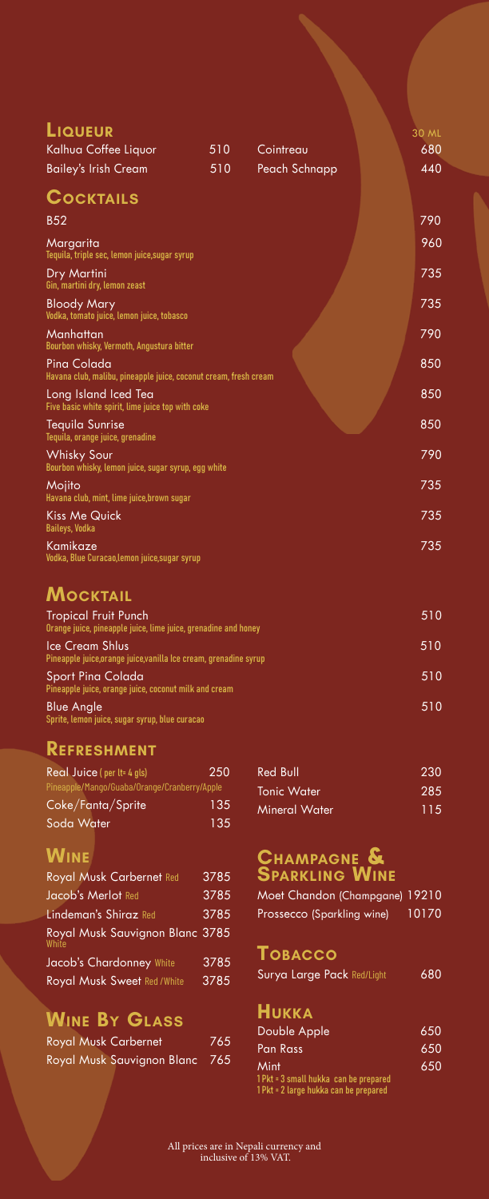## Liqueur

30 ML

| | | | |
|---|---|---|---|
| Kalhua Coffee Liquor | 510 | Cointreau | 680 |
| Bailey's Irish Cream | 510 | Peach Schnapp | 440 |

## Cocktails

| | |
|---|---|
| B52 | 790 |
| Margarita<br>Tequila, triple sec, lemon juice,sugar syrup | 960 |
| Dry Martini<br>Gin, martini dry, lemon zeast | 735 |
| Bloody Mary<br>Vodka, tomato juice, lemon juice, tobasco | 735 |
| Manhattan<br>Bourbon whisky, Vermoth, Angustura bitter | 790 |
| Pina Colada<br>Havana club, malibu, pineapple juice, coconut cream, fresh cream | 850 |
| Long Island Iced Tea<br>Five basic white spirit, lime juice top with coke | 850 |
| Tequila Sunrise<br>Tequila, orange juice, grenadine | 850 |
| Whisky Sour<br>Bourbon whisky, lemon juice, sugar syrup, egg white | 790 |
| Mojito<br>Havana club, mint, lime juice,brown sugar | 735 |
| Kiss Me Quick<br>Baileys, Vodka | 735 |
| Kamikaze<br>Vodka, Blue Curacao,lemon juice,sugar syrup | 735 |

## Mocktail

| | |
|---|---|
| Tropical Fruit Punch<br>Orange juice, pineapple juice, lime juice, grenadine and honey | 510 |
| Ice Cream Shlus<br>Pineapple juice,orange juice,vanilla Ice cream, grenadine syrup | 510 |
| Sport Pina Colada<br>Pineapple juice, orange juice, coconut milk and cream | 510 |
| Blue Angle<br>Sprite, lemon juice, sugar syrup, blue curacao | 510 |

## Refreshment

| | | | |
|---|---|---|---|
| Real Juice ( per ltr 4 gls)<br>Pineapple/Mango/Guaba/Orange/Cranberry/Apple | 250 | Red Bull | 230 |
| Coke/Fanta/Sprite | 135 | Tonic Water | 285 |
| Soda Water | 135 | Mineral Water | 115 |

## Wine

| | |
|---|---|
| Royal Musk Carbernet Red | 3785 |
| Jacob's Merlot Red | 3785 |
| Lindeman's Shiraz Red | 3785 |
| Royal Musk Sauvignon Blanc White | 3785 |
| Jacob's Chardonney White | 3785 |
| Royal Musk Sweet Red /White | 3785 |

## Wine By Glass

| | |
|---|---|
| Royal Musk Carbernet | 765 |
| Royal Musk Sauvignon Blanc | 765 |

## Champagne & Sparkling Wine

| | |
|---|---|
| Moet Chandon (Champgane) | 19210 |
| Prossecco (Sparkling wine) | 10170 |

## Tobacco

| | |
|---|---|
| Surya Large Pack Red/Light | 680 |

## Hukka

| | |
|---|---|
| Double Apple | 650 |
| Pan Rass | 650 |
| Mint | 650 |

1 Pkt = 3 small hukka can be prepared
1 Pkt = 2 large hukka can be prepared

All prices are in Nepali currency and inclusive of 13% VAT.